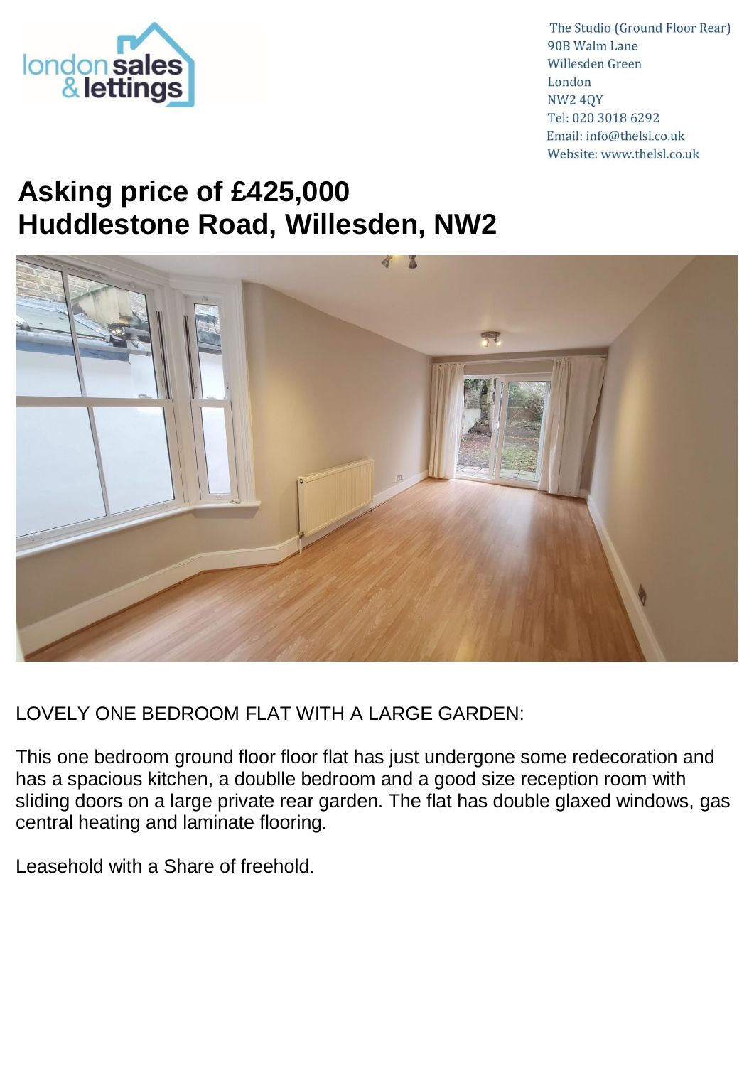The Studio (Ground Floor Rear)
90B Walm Lane
Willesden Green
London
NW2 4QY
Tel: 020 3018 6292
Email: info@thelsl.co.uk
Website: www.thelsl.co.uk

# Asking price of £425,000
# Huddlestone Road, Willesden, NW2

LOVELY ONE BEDROOM FLAT WITH A LARGE GARDEN:

This one bedroom ground floor floor flat has just undergone some redecoration and has a spacious kitchen, a doublle bedroom and a good size reception room with sliding doors on a large private rear garden. The flat has double glaxed windows, gas central heating and laminate flooring.

Leasehold with a Share of freehold.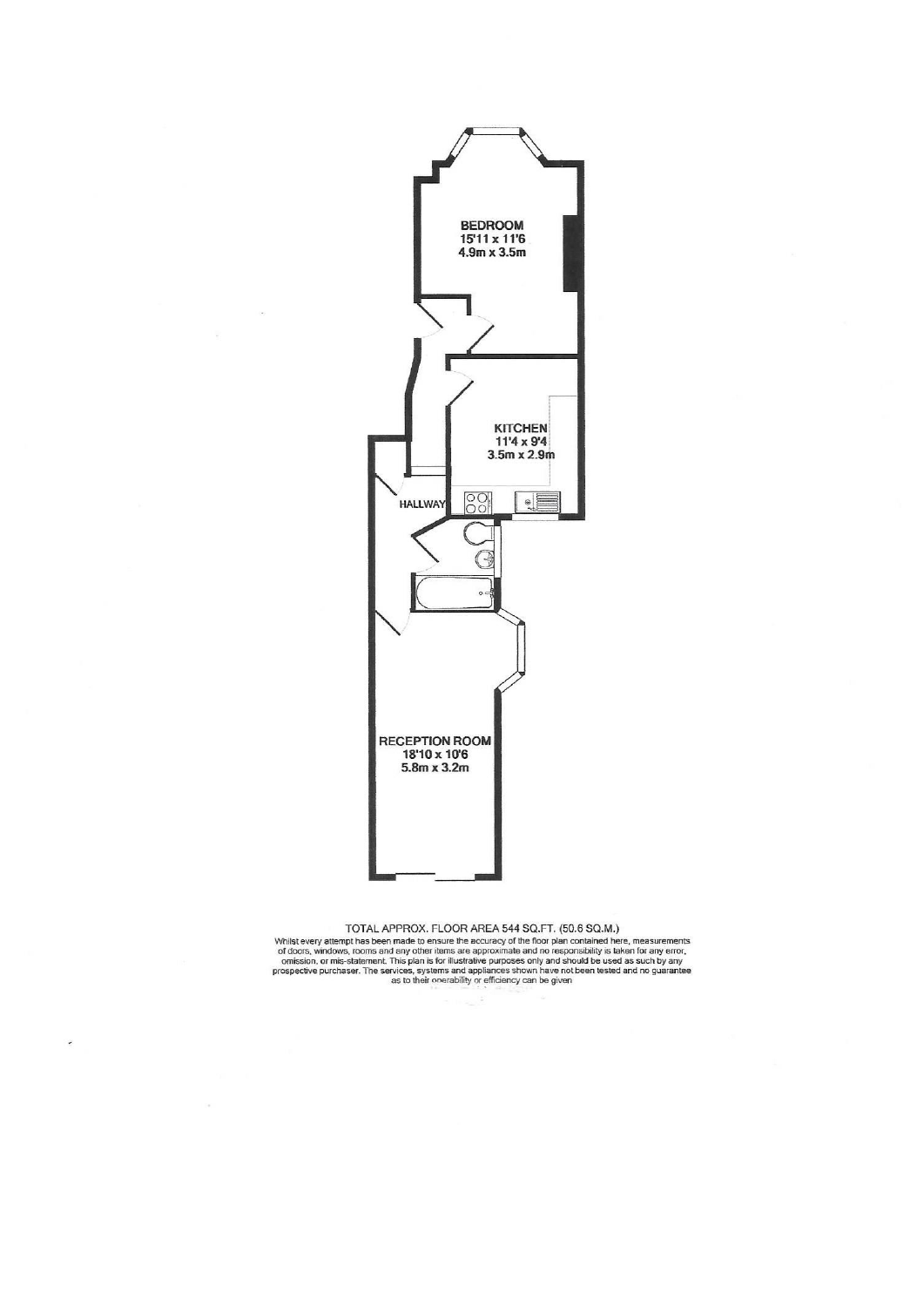**BEDROOM**
15'11 x 11'6
4.9m x 3.5m

**KITCHEN**
11'4 x 9'4
3.5m x 2.9m

**HALLWAY**

**RECEPTION ROOM**
18'10 x 10'6
5.8m x 3.2m

TOTAL APPROX. FLOOR AREA 544 SQ.FT. (50.6 SQ.M.)

Whilst every attempt has been made to ensure the accuracy of the floor plan contained here, measurements of doors, windows, rooms and any other items are approximate and no responsibility is taken for any error, omission, or mis-statement. This plan is for illustrative purposes only and should be used as such by any prospective purchaser. The services, systems and appliances shown have not been tested and no guarantee as to their operability or efficiency can be given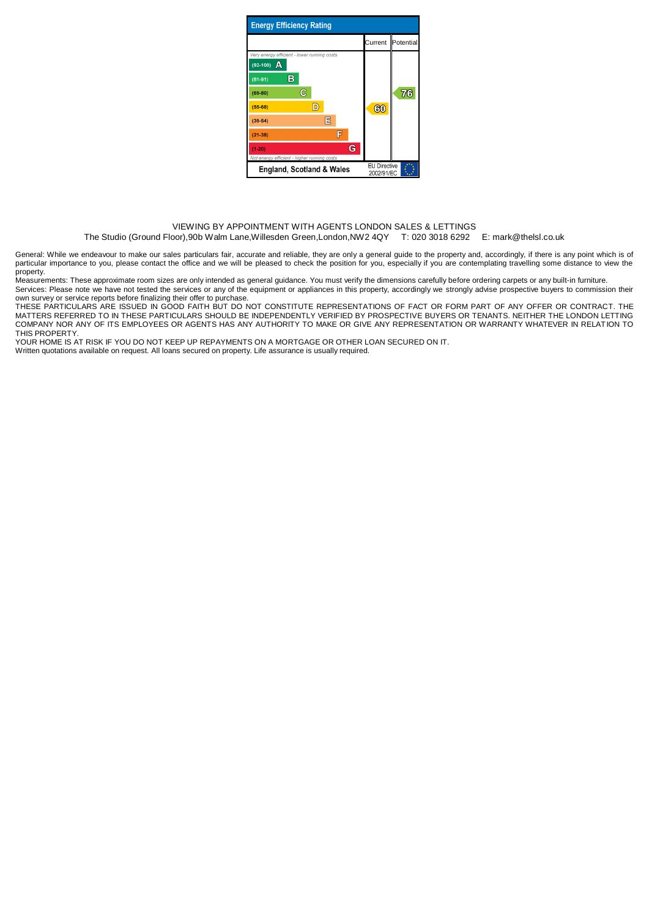Energy Efficiency Rating

Current | Potential

Very energy efficient - lower running costs

(92-100) A

(81-91) B

(69-80) C

(55-68) D

(39-54) E

(21-38) F

(1-20) G

Not energy efficient - higher running costs

60

76

England, Scotland & Wales

EU Directive 2002/91/EC

VIEWING BY APPOINTMENT WITH AGENTS LONDON SALES & LETTINGS

The Studio (Ground Floor),90b Walm Lane,Willesden Green,London,NW2 4QY T: 020 3018 6292 E: mark@thelsl.co.uk

General: While we endeavour to make our sales particulars fair, accurate and reliable, they are only a general guide to the property and, accordingly, if there is any point which is of particular importance to you, please contact the office and we will be pleased to check the position for you, especially if you are contemplating travelling some distance to view the property.

Measurements: These approximate room sizes are only intended as general guidance. You must verify the dimensions carefully before ordering carpets or any built-in furniture.

Services: Please note we have not tested the services or any of the equipment or appliances in this property, accordingly we strongly advise prospective buyers to commission their own survey or service reports before finalizing their offer to purchase.

THESE PARTICULARS ARE ISSUED IN GOOD FAITH BUT DO NOT CONSTITUTE REPRESENTATIONS OF FACT OR FORM PART OF ANY OFFER OR CONTRACT. THE MATTERS REFERRED TO IN THESE PARTICULARS SHOULD BE INDEPENDENTLY VERIFIED BY PROSPECTIVE BUYERS OR TENANTS. NEITHER THE LONDON LETTING COMPANY NOR ANY OF ITS EMPLOYEES OR AGENTS HAS ANY AUTHORITY TO MAKE OR GIVE ANY REPRESENTATION OR WARRANTY WHATEVER IN RELATION TO THIS PROPERTY.

YOUR HOME IS AT RISK IF YOU DO NOT KEEP UP REPAYMENTS ON A MORTGAGE OR OTHER LOAN SECURED ON IT.

Written quotations available on request. All loans secured on property. Life assurance is usually required.